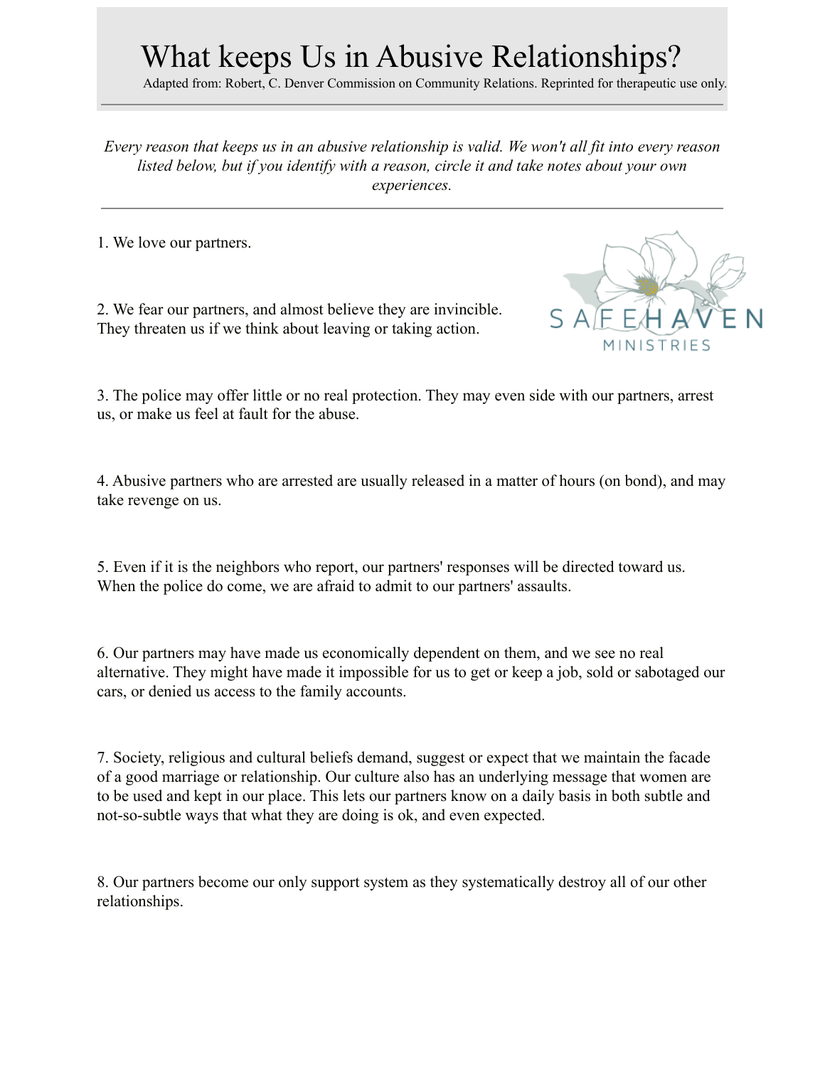# What keeps Us in Abusive Relationships?

Adapted from: Robert, C. Denver Commission on Community Relations. Reprinted for therapeutic use only.

---

*Every reason that keeps us in an abusive relationship is valid. We won't all fit into every reason listed below, but if you identify with a reason, circle it and take notes about your own experiences.*

---

SAFEHAVEN MINISTRIES

1. We love our partners.

2. We fear our partners, and almost believe they are invincible. They threaten us if we think about leaving or taking action.

3. The police may offer little or no real protection. They may even side with our partners, arrest us, or make us feel at fault for the abuse.

4. Abusive partners who are arrested are usually released in a matter of hours (on bond), and may take revenge on us.

5. Even if it is the neighbors who report, our partners' responses will be directed toward us. When the police do come, we are afraid to admit to our partners' assaults.

6. Our partners may have made us economically dependent on them, and we see no real alternative. They might have made it impossible for us to get or keep a job, sold or sabotaged our cars, or denied us access to the family accounts.

7. Society, religious and cultural beliefs demand, suggest or expect that we maintain the facade of a good marriage or relationship. Our culture also has an underlying message that women are to be used and kept in our place. This lets our partners know on a daily basis in both subtle and not-so-subtle ways that what they are doing is ok, and even expected.

8. Our partners become our only support system as they systematically destroy all of our other relationships.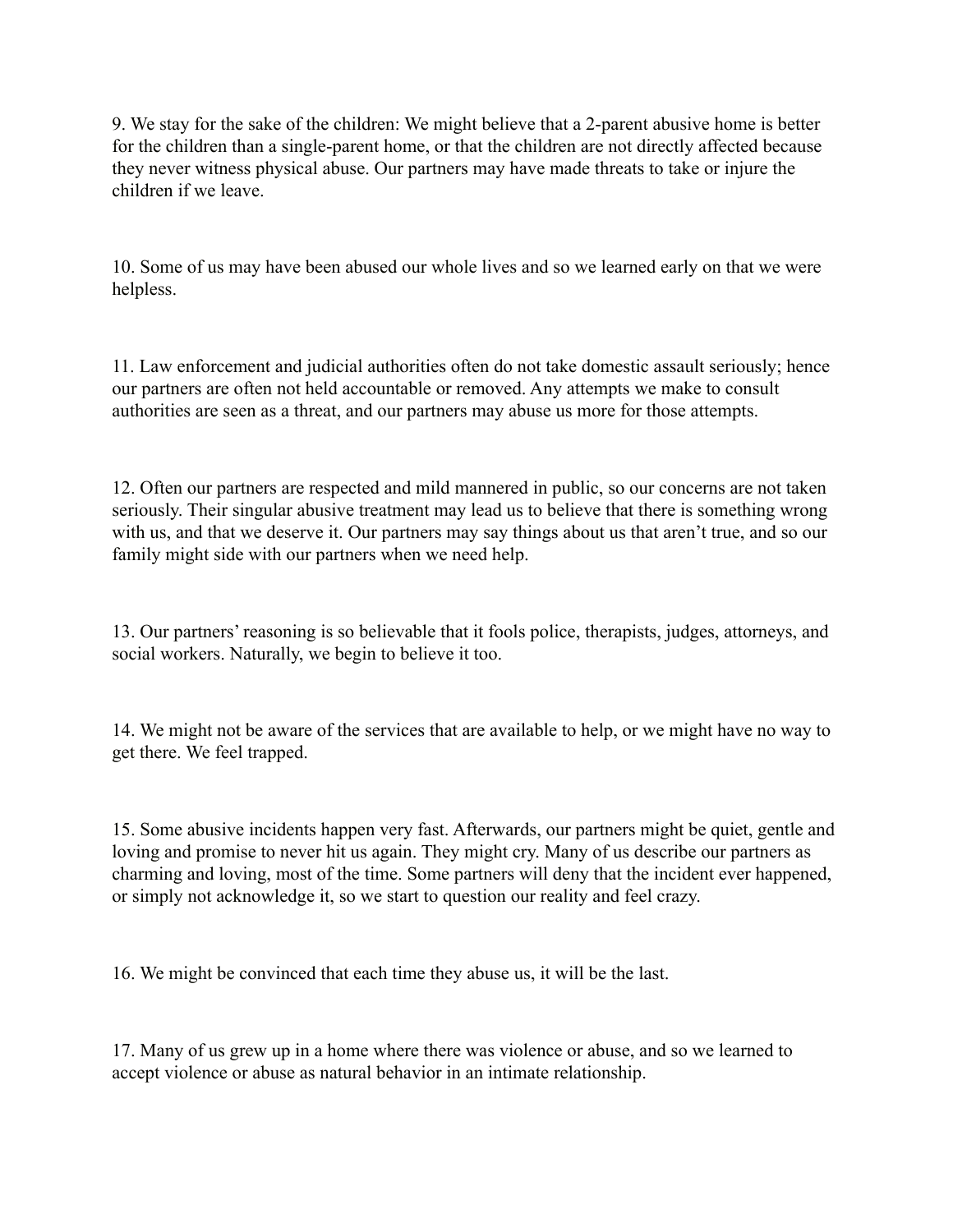9. We stay for the sake of the children: We might believe that a 2-parent abusive home is better for the children than a single-parent home, or that the children are not directly affected because they never witness physical abuse. Our partners may have made threats to take or injure the children if we leave.

10. Some of us may have been abused our whole lives and so we learned early on that we were helpless.

11. Law enforcement and judicial authorities often do not take domestic assault seriously; hence our partners are often not held accountable or removed. Any attempts we make to consult authorities are seen as a threat, and our partners may abuse us more for those attempts.

12. Often our partners are respected and mild mannered in public, so our concerns are not taken seriously. Their singular abusive treatment may lead us to believe that there is something wrong with us, and that we deserve it. Our partners may say things about us that aren't true, and so our family might side with our partners when we need help.

13. Our partners' reasoning is so believable that it fools police, therapists, judges, attorneys, and social workers. Naturally, we begin to believe it too.

14. We might not be aware of the services that are available to help, or we might have no way to get there. We feel trapped.

15. Some abusive incidents happen very fast. Afterwards, our partners might be quiet, gentle and loving and promise to never hit us again. They might cry. Many of us describe our partners as charming and loving, most of the time. Some partners will deny that the incident ever happened, or simply not acknowledge it, so we start to question our reality and feel crazy.

16. We might be convinced that each time they abuse us, it will be the last.

17. Many of us grew up in a home where there was violence or abuse, and so we learned to accept violence or abuse as natural behavior in an intimate relationship.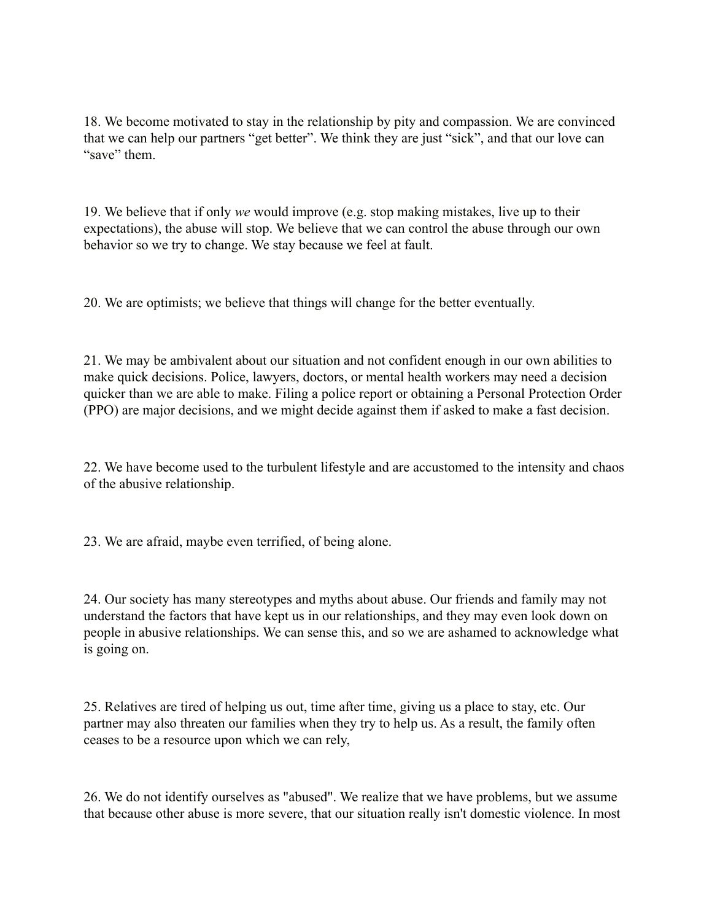18. We become motivated to stay in the relationship by pity and compassion. We are convinced that we can help our partners “get better”. We think they are just “sick”, and that our love can “save” them.

19. We believe that if only *we* would improve (e.g. stop making mistakes, live up to their expectations), the abuse will stop. We believe that we can control the abuse through our own behavior so we try to change. We stay because we feel at fault.

20. We are optimists; we believe that things will change for the better eventually.

21. We may be ambivalent about our situation and not confident enough in our own abilities to make quick decisions. Police, lawyers, doctors, or mental health workers may need a decision quicker than we are able to make. Filing a police report or obtaining a Personal Protection Order (PPO) are major decisions, and we might decide against them if asked to make a fast decision.

22. We have become used to the turbulent lifestyle and are accustomed to the intensity and chaos of the abusive relationship.

23. We are afraid, maybe even terrified, of being alone.

24. Our society has many stereotypes and myths about abuse. Our friends and family may not understand the factors that have kept us in our relationships, and they may even look down on people in abusive relationships. We can sense this, and so we are ashamed to acknowledge what is going on.

25. Relatives are tired of helping us out, time after time, giving us a place to stay, etc. Our partner may also threaten our families when they try to help us. As a result, the family often ceases to be a resource upon which we can rely,

26. We do not identify ourselves as "abused". We realize that we have problems, but we assume that because other abuse is more severe, that our situation really isn't domestic violence. In most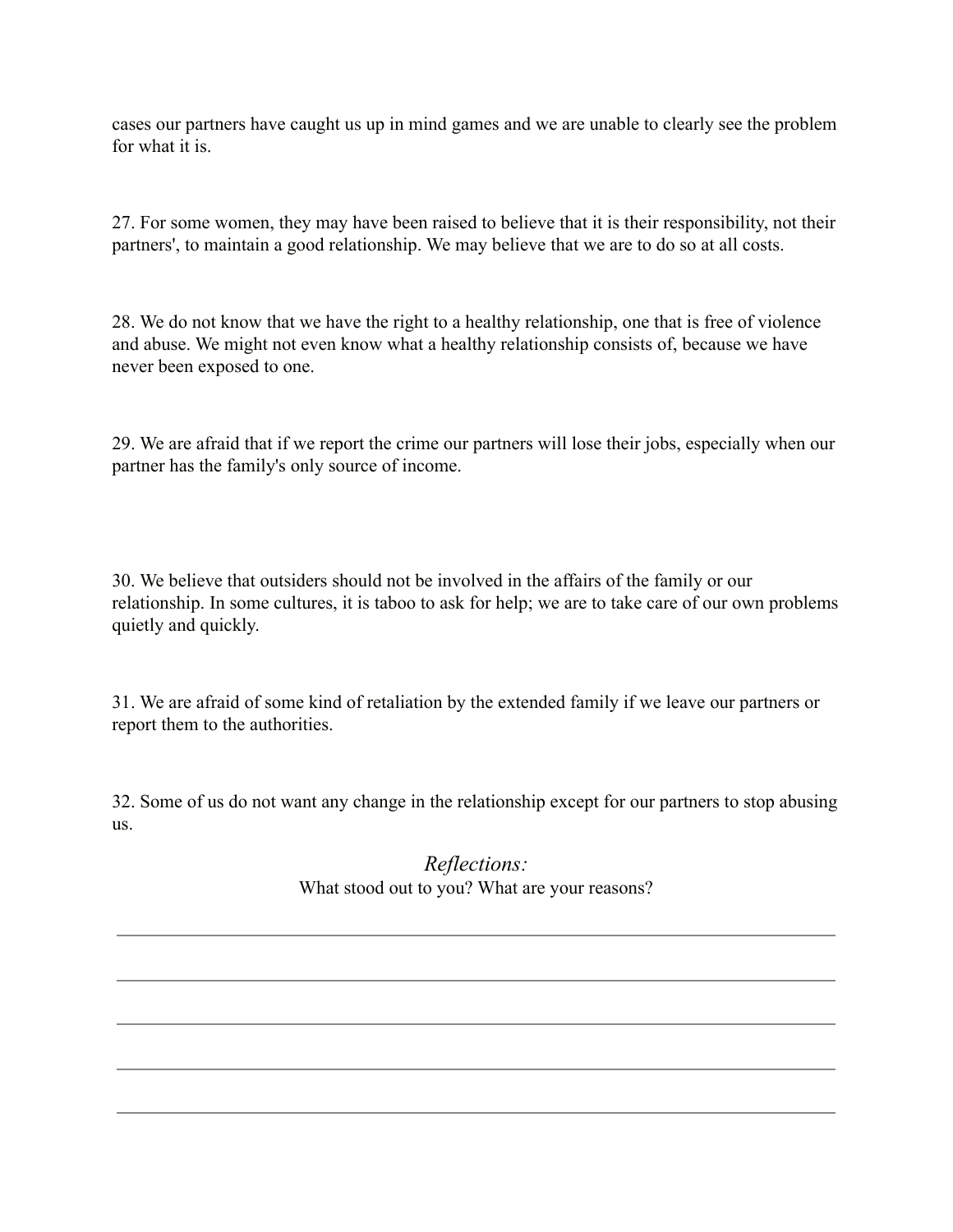cases our partners have caught us up in mind games and we are unable to clearly see the problem for what it is.

27. For some women, they may have been raised to believe that it is their responsibility, not their partners', to maintain a good relationship. We may believe that we are to do so at all costs.

28. We do not know that we have the right to a healthy relationship, one that is free of violence and abuse. We might not even know what a healthy relationship consists of, because we have never been exposed to one.

29. We are afraid that if we report the crime our partners will lose their jobs, especially when our partner has the family's only source of income.

30. We believe that outsiders should not be involved in the affairs of the family or our relationship. In some cultures, it is taboo to ask for help; we are to take care of our own problems quietly and quickly.

31. We are afraid of some kind of retaliation by the extended family if we leave our partners or report them to the authorities.

32. Some of us do not want any change in the relationship except for our partners to stop abusing us.

*Reflections:*

What stood out to you? What are your reasons?

______________________________________________________________________

______________________________________________________________________

______________________________________________________________________

______________________________________________________________________

______________________________________________________________________